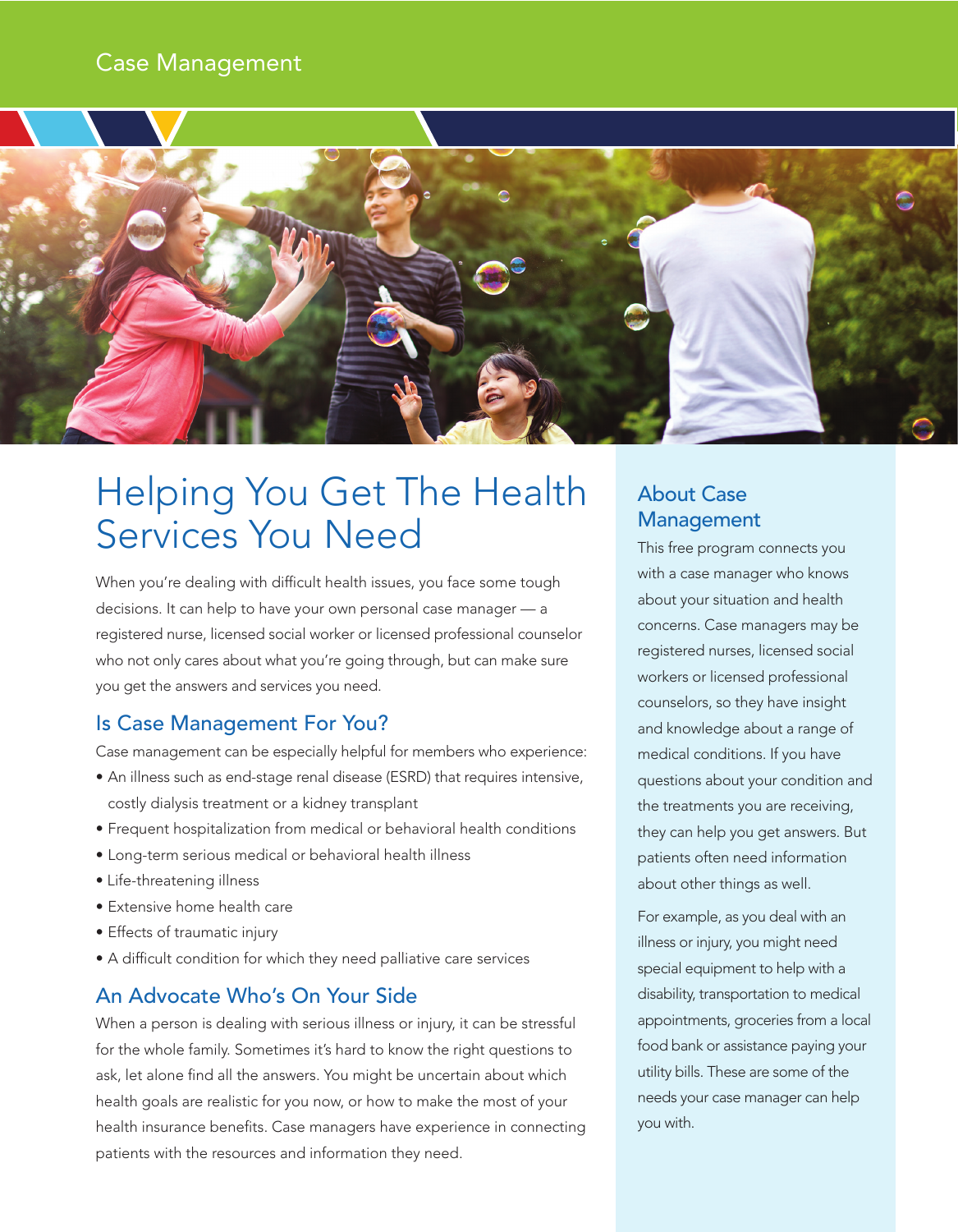Case Management

# Helping You Get The Health Services You Need

When you're dealing with difficult health issues, you face some tough decisions. It can help to have your own personal case manager — a registered nurse, licensed social worker or licensed professional counselor who not only cares about what you're going through, but can make sure you get the answers and services you need.

## Is Case Management For You?

Case management can be especially helpful for members who experience:

- An illness such as end-stage renal disease (ESRD) that requires intensive, costly dialysis treatment or a kidney transplant
- Frequent hospitalization from medical or behavioral health conditions
- Long-term serious medical or behavioral health illness
- Life-threatening illness
- Extensive home health care
- Effects of traumatic injury
- A difficult condition for which they need palliative care services

## An Advocate Who's On Your Side

When a person is dealing with serious illness or injury, it can be stressful for the whole family. Sometimes it's hard to know the right questions to ask, let alone find all the answers. You might be uncertain about which health goals are realistic for you now, or how to make the most of your health insurance benefits. Case managers have experience in connecting patients with the resources and information they need.

## About Case Management

This free program connects you with a case manager who knows about your situation and health concerns. Case managers may be registered nurses, licensed social workers or licensed professional counselors, so they have insight and knowledge about a range of medical conditions. If you have questions about your condition and the treatments you are receiving, they can help you get answers. But patients often need information about other things as well.

For example, as you deal with an illness or injury, you might need special equipment to help with a disability, transportation to medical appointments, groceries from a local food bank or assistance paying your utility bills. These are some of the needs your case manager can help you with.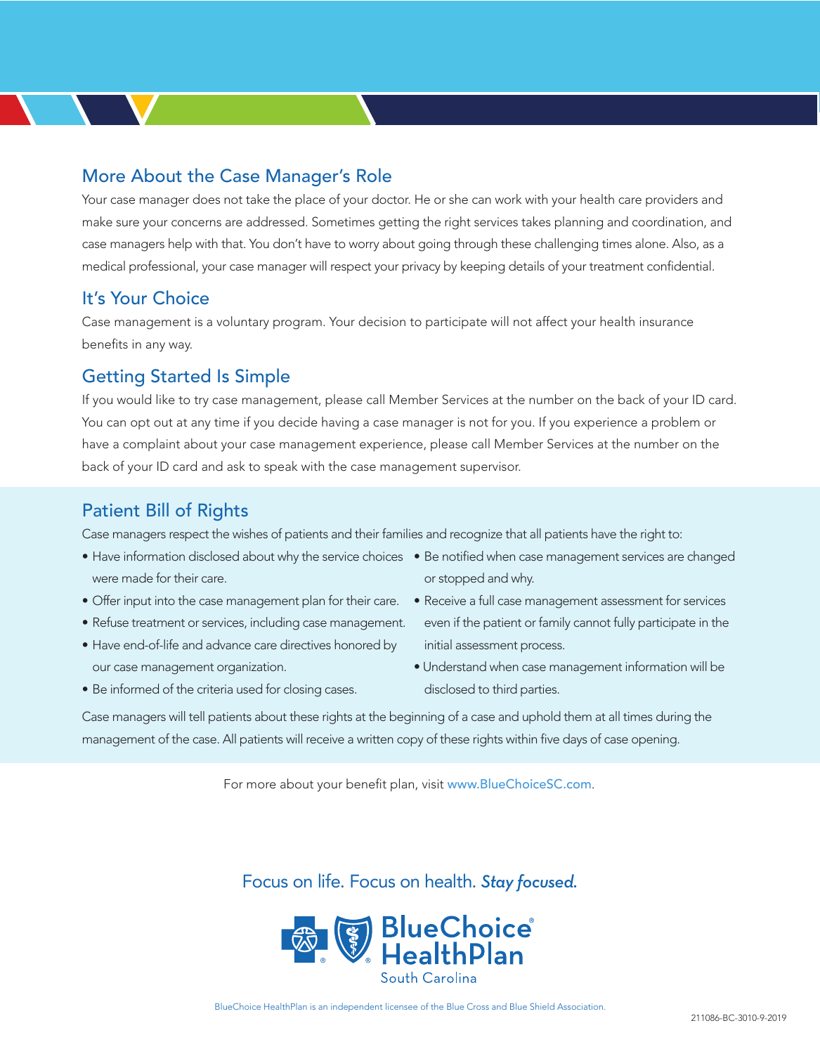## More About the Case Manager's Role

Your case manager does not take the place of your doctor. He or she can work with your health care providers and make sure your concerns are addressed. Sometimes getting the right services takes planning and coordination, and case managers help with that. You don't have to worry about going through these challenging times alone. Also, as a medical professional, your case manager will respect your privacy by keeping details of your treatment confidential.

## It's Your Choice

Case management is a voluntary program. Your decision to participate will not affect your health insurance benefits in any way.

## Getting Started Is Simple

If you would like to try case management, please call Member Services at the number on the back of your ID card. You can opt out at any time if you decide having a case manager is not for you. If you experience a problem or have a complaint about your case management experience, please call Member Services at the number on the back of your ID card and ask to speak with the case management supervisor.

## Patient Bill of Rights

Case managers respect the wishes of patients and their families and recognize that all patients have the right to:

- Have information disclosed about why the service choices were made for their care.
- Offer input into the case management plan for their care.
- Refuse treatment or services, including case management.
- Have end-of-life and advance care directives honored by our case management organization.
- Be informed of the criteria used for closing cases.
- Be notified when case management services are changed or stopped and why.
- Receive a full case management assessment for services even if the patient or family cannot fully participate in the initial assessment process.
- Understand when case management information will be disclosed to third parties.

Case managers will tell patients about these rights at the beginning of a case and uphold them at all times during the management of the case. All patients will receive a written copy of these rights within five days of case opening.

For more about your benefit plan, visit www.BlueChoiceSC.com.

Focus on life. Focus on health. ***Stay focused.***

BlueChoice® HealthPlan South Carolina

BlueChoice HealthPlan is an independent licensee of the Blue Cross and Blue Shield Association.

211086-BC-3010-9-2019